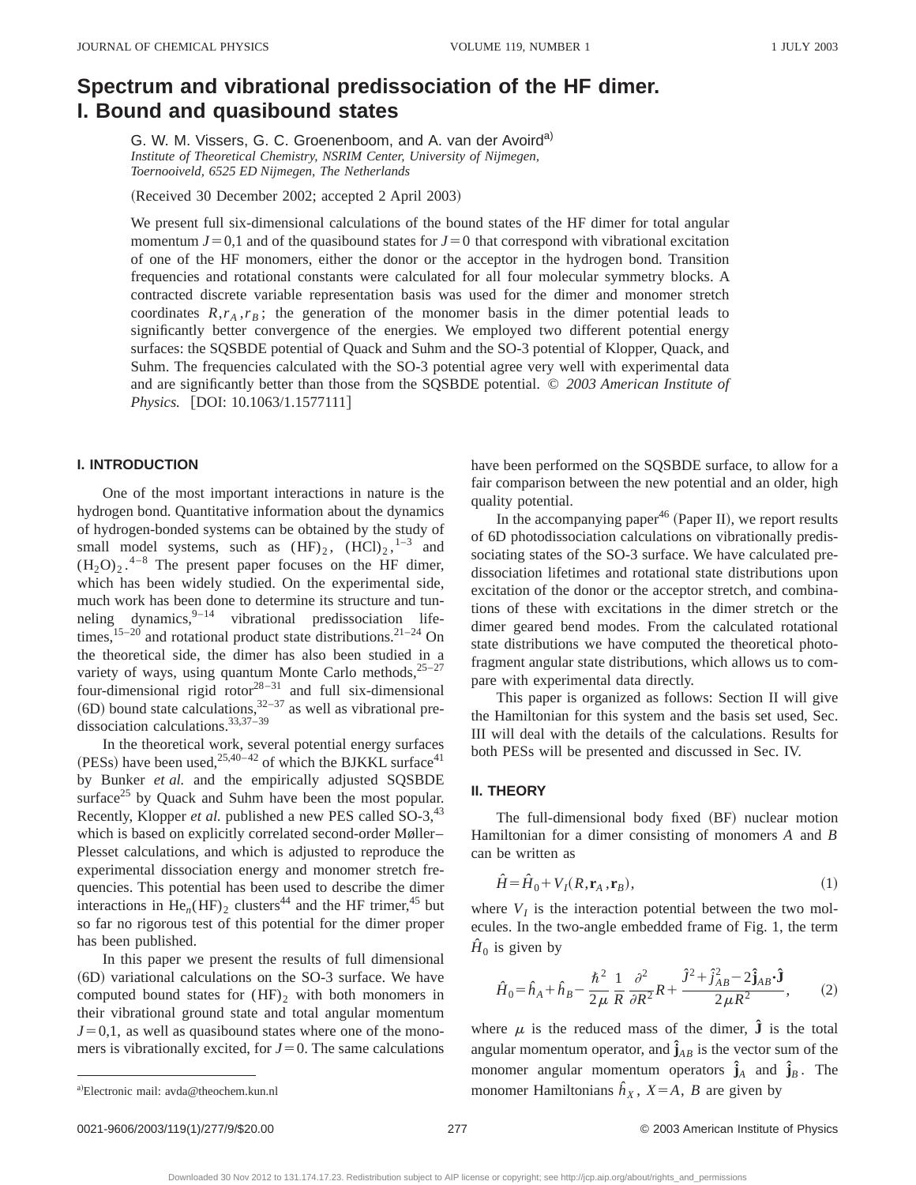# Spectrum and vibrational predissociation of the HF dimer. I. Bound and quasibound states

G. W. M. Vissers, G. C. Groenenboom, and A. van der Avoird[a)]

*Institute of Theoretical Chemistry, NSRIM Center, University of Nijmegen, Toernooiveld, 6525 ED Nijmegen, The Netherlands*

(Received 30 December 2002; accepted 2 April 2003)

We present full six-dimensional calculations of the bound states of the HF dimer for total angular momentum $J=0,1$ and of the quasibound states for $J=0$ that correspond with vibrational excitation of one of the HF monomers, either the donor or the acceptor in the hydrogen bond. Transition frequencies and rotational constants were calculated for all four molecular symmetry blocks. A contracted discrete variable representation basis was used for the dimer and monomer stretch coordinates $R,r_A,r_B$; the generation of the monomer basis in the dimer potential leads to significantly better convergence of the energies. We employed two different potential energy surfaces: the SQSBDE potential of Quack and Suhm and the SO-3 potential of Klopper, Quack, and Suhm. The frequencies calculated with the SO-3 potential agree very well with experimental data and are significantly better than those from the SQSBDE potential. © *2003 American Institute of Physics.* [DOI: 10.1063/1.1577111]

## I. INTRODUCTION

One of the most important interactions in nature is the hydrogen bond. Quantitative information about the dynamics of hydrogen-bonded systems can be obtained by the study of small model systems, such as $(HF)_2$, $(HCl)_2$,[1–3] and $(H_2O)_2$.[4–8] The present paper focuses on the HF dimer, which has been widely studied. On the experimental side, much work has been done to determine its structure and tunneling dynamics,[9–14] vibrational predissociation lifetimes,[15–20] and rotational product state distributions.[21–24] On the theoretical side, the dimer has also been studied in a variety of ways, using quantum Monte Carlo methods,[25–27] four-dimensional rigid rotor[28–31] and full six-dimensional (6D) bound state calculations,[32–37] as well as vibrational predissociation calculations.[33,37–39]

In the theoretical work, several potential energy surfaces (PESs) have been used,[25,40–42] of which the BJKKL surface[41] by Bunker *et al.* and the empirically adjusted SQSBDE surface[25] by Quack and Suhm have been the most popular. Recently, Klopper *et al.* published a new PES called SO-3,[43] which is based on explicitly correlated second-order Møller–Plesset calculations, and which is adjusted to reproduce the experimental dissociation energy and monomer stretch frequencies. This potential has been used to describe the dimer interactions in $He_n(HF)_2$ clusters[44] and the HF trimer,[45] but so far no rigorous test of this potential for the dimer proper has been published.

In this paper we present the results of full dimensional (6D) variational calculations on the SO-3 surface. We have computed bound states for $(HF)_2$ with both monomers in their vibrational ground state and total angular momentum $J=0,1$, as well as quasibound states where one of the monomers is vibrationally excited, for $J=0$. The same calculations have been performed on the SQSBDE surface, to allow for a fair comparison between the new potential and an older, high quality potential.

In the accompanying paper[46] (Paper II), we report results of 6D photodissociation calculations on vibrationally predissociating states of the SO-3 surface. We have calculated predissociation lifetimes and rotational state distributions upon excitation of the donor or the acceptor stretch, and combinations of these with excitations in the dimer stretch or the dimer geared bend modes. From the calculated rotational state distributions we have computed the theoretical photofragment angular state distributions, which allows us to compare with experimental data directly.

This paper is organized as follows: Section II will give the Hamiltonian for this system and the basis set used, Sec. III will deal with the details of the calculations. Results for both PESs will be presented and discussed in Sec. IV.

## II. THEORY

The full-dimensional body fixed (BF) nuclear motion Hamiltonian for a dimer consisting of monomers $A$ and $B$ can be written as

$$\hat{H}=\hat{H}_0+V_I(R,\mathbf{r}_A,\mathbf{r}_B), \tag{1}$$

where $V_I$ is the interaction potential between the two molecules. In the two-angle embedded frame of Fig. 1, the term $\hat{H}_0$ is given by

$$\hat{H}_0=\hat{h}_A+\hat{h}_B-\frac{\hbar^2}{2\mu}\frac{1}{R}\frac{\partial^2}{\partial R^2}R+\frac{\hat{J}^2+\hat{j}_{AB}^2-2\hat{\mathbf{j}}_{AB}\cdot\hat{\mathbf{J}}}{2\mu R^2}, \tag{2}$$

where $\mu$ is the reduced mass of the dimer, $\hat{\mathbf{J}}$ is the total angular momentum operator, and $\hat{\mathbf{j}}_{AB}$ is the vector sum of the monomer angular momentum operators $\hat{\mathbf{j}}_A$ and $\hat{\mathbf{j}}_B$. The monomer Hamiltonians $\hat{h}_X$, $X=A$, $B$ are given by

[a)]Electronic mail: avda@theochem.kun.nl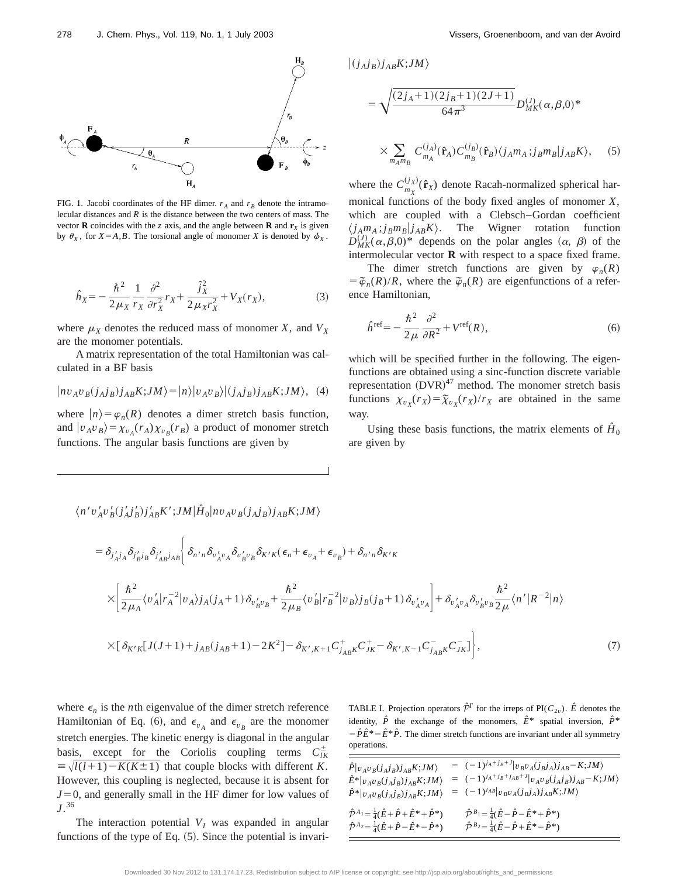FIG. 1. Jacobi coordinates of the HF dimer. $r_A$ and $r_B$ denote the intramolecular distances and $R$ is the distance between the two centers of mass. The vector $\mathbf{R}$ coincides with the $z$ axis, and the angle between $\mathbf{R}$ and $\mathbf{r}_X$ is given by $\theta_X$, for $X = A,B$. The torsional angle of monomer $X$ is denoted by $\phi_X$.

$$\hat{h}_X = -\frac{\hbar^2}{2\mu_X}\frac{1}{r_X}\frac{\partial^2}{\partial r_X^2}r_X + \frac{\hat{j}_X^2}{2\mu_X r_X^2} + V_X(r_X), \tag{3}$$

where $\mu_X$ denotes the reduced mass of monomer $X$, and $V_X$ are the monomer potentials.

A matrix representation of the total Hamiltonian was calculated in a BF basis

$$|nv_Av_B(j_Aj_B)j_{AB}K;JM\rangle = |n\rangle|v_Av_B\rangle|(j_Aj_B)j_{AB}K;JM\rangle, \tag{4}$$

where $|n\rangle = \varphi_n(R)$ denotes a dimer stretch basis function, and $|v_Av_B\rangle = \chi_{v_A}(r_A)\chi_{v_B}(r_B)$ a product of monomer stretch functions. The angular basis functions are given by

$$|(j_Aj_B)j_{AB}K;JM\rangle = \sqrt{\frac{(2j_A+1)(2j_B+1)(2J+1)}{64\pi^3}}D_{MK}^{(J)}(\alpha,\beta,0)^* \times \sum_{m_Am_B} C_{m_A}^{(j_A)}(\hat{\mathbf{r}}_A)C_{m_B}^{(j_B)}(\hat{\mathbf{r}}_B)\langle j_Am_A;j_Bm_B|j_{AB}K\rangle, \tag{5}$$

where the $C_{m_X}^{(j_X)}(\hat{\mathbf{r}}_X)$ denote Racah-normalized spherical harmonical functions of the body fixed angles of monomer $X$, which are coupled with a Clebsch–Gordan coefficient $\langle j_Am_A;j_Bm_B|j_{AB}K\rangle$. The Wigner rotation function $D_{MK}^{(J)}(\alpha,\beta,0)^*$ depends on the polar angles $(\alpha, \beta)$ of the intermolecular vector $\mathbf{R}$ with respect to a space fixed frame.

The dimer stretch functions are given by $\varphi_n(R) = \tilde{\varphi}_n(R)/R$, where the $\tilde{\varphi}_n(R)$ are eigenfunctions of a reference Hamiltonian,

$$\hat{h}^{\text{ref}} = -\frac{\hbar^2}{2\mu}\frac{\partial^2}{\partial R^2} + V^{\text{ref}}(R), \tag{6}$$

which will be specified further in the following. The eigenfunctions are obtained using a sinc-function discrete variable representation (DVR)[47] method. The monomer stretch basis functions $\chi_{v_X}(r_X) = \tilde{\chi}_{v_X}(r_X)/r_X$ are obtained in the same way.

Using these basis functions, the matrix elements of $\hat{H}_0$ are given by

$$\begin{aligned}
&\langle n'v_A'v_B'(j_A'j_B')j_{AB}'K';JM|\hat{H}_0|nv_Av_B(j_Aj_B)j_{AB}K;JM\rangle \\
&= \delta_{j_A'j_A}\delta_{j_B'j_B}\delta_{j_{AB}'j_{AB}}\Bigg\{\delta_{n'n}\delta_{v_A'v_A}\delta_{v_B'v_B}\delta_{K'K}(\epsilon_n + \epsilon_{v_A} + \epsilon_{v_B}) + \delta_{n'n}\delta_{K'K} \\
&\times\left[\frac{\hbar^2}{2\mu_A}\langle v_A'|r_A^{-2}|v_A\rangle j_A(j_A+1)\delta_{v_B'v_B} + \frac{\hbar^2}{2\mu_B}\langle v_B'|r_B^{-2}|v_B\rangle j_B(j_B+1)\delta_{v_A'v_A}\right] + \delta_{v_A'v_A}\delta_{v_B'v_B}\frac{\hbar^2}{2\mu}\langle n'|R^{-2}|n\rangle \\
&\times[\delta_{K'K}[J(J+1) + j_{AB}(j_{AB}+1) - 2K^2] - \delta_{K',K+1}C_{j_{AB}K}^{+}C_{JK}^{+} - \delta_{K',K-1}C_{j_{AB}K}^{-}C_{JK}^{-}]\Bigg\},
\end{aligned} \tag{7}$$

where $\epsilon_n$ is the $n$th eigenvalue of the dimer stretch reference Hamiltonian of Eq. (6), and $\epsilon_{v_A}$ and $\epsilon_{v_B}$ are the monomer stretch energies. The kinetic energy is diagonal in the angular basis, except for the Coriolis coupling terms $C_{lK}^{\pm} \equiv \sqrt{l(l+1) - K(K\pm 1)}$ that couple blocks with different $K$. However, this coupling is neglected, because it is absent for $J=0$, and generally small in the HF dimer for low values of $J$.[36]

The interaction potential $V_I$ was expanded in angular functions of the type of Eq. (5). Since the potential is invari-

TABLE I. Projection operators $\hat{\mathcal{P}}^{\Gamma}$ for the irreps of PI($C_{2v}$). $\hat{E}$ denotes the identity, $\hat{P}$ the exchange of the monomers, $\hat{E}^*$ spatial inversion, $\hat{P}^* = \hat{P}\hat{E}^* = \hat{E}^*\hat{P}$. The dimer stretch functions are invariant under all symmetry operations.

$$\hat{P}|v_Av_B(j_Aj_B)j_{AB}K;JM\rangle = (-1)^{j_A+j_B+J}|v_Bv_A(j_Bj_A)j_{AB}-K;JM\rangle$$

$$\hat{E}^*|v_Av_B(j_Aj_B)j_{AB}K;JM\rangle = (-1)^{j_A+j_B+j_{AB}+J}|v_Av_B(j_Aj_B)j_{AB}-K;JM\rangle$$

$$\hat{P}^*|v_Av_B(j_Aj_B)j_{AB}K;JM\rangle = (-1)^{j_{AB}}|v_Bv_A(j_Bj_A)j_{AB}K;JM\rangle$$

| | |
|---|---|
| $\hat{\mathcal{P}}^{A_1} = \frac{1}{4}(\hat{E} + \hat{P} + \hat{E}^* + \hat{P}^*)$ | $\hat{\mathcal{P}}^{B_1} = \frac{1}{4}(\hat{E} - \hat{P} - \hat{E}^* + \hat{P}^*)$ |
| $\hat{\mathcal{P}}^{A_2} = \frac{1}{4}(\hat{E} + \hat{P} - \hat{E}^* - \hat{P}^*)$ | $\hat{\mathcal{P}}^{B_2} = \frac{1}{4}(\hat{E} - \hat{P} + \hat{E}^* - \hat{P}^*)$ |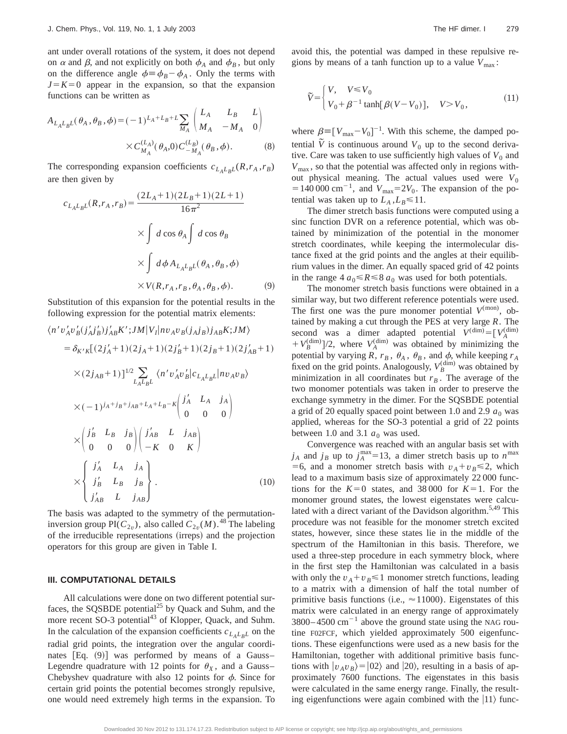ant under overall rotations of the system, it does not depend on $\alpha$ and $\beta$, and not explicitly on both $\phi_A$ and $\phi_B$, but only on the difference angle $\phi \equiv \phi_B - \phi_A$. Only the terms with $J = K = 0$ appear in the expansion, so that the expansion functions can be written as

$$A_{L_A L_B L}(\theta_A, \theta_B, \phi) = (-1)^{L_A + L_B + L} \sum_{M_A} \begin{pmatrix} L_A & L_B & L \\ M_A & -M_A & 0 \end{pmatrix} \times C^{(L_A)}_{M_A}(\theta_A, 0) C^{(L_B)}_{-M_A}(\theta_B, \phi). \tag{8}$$

The corresponding expansion coefficients $c_{L_A L_B L}(R, r_A, r_B)$ are then given by

$$c_{L_A L_B L}(R, r_A, r_B) = \frac{(2L_A+1)(2L_B+1)(2L+1)}{16\pi^2} \times \int d\cos\theta_A \int d\cos\theta_B \times \int d\phi \, A_{L_A L_B L}(\theta_A, \theta_B, \phi) \times V(R, r_A, r_B, \theta_A, \theta_B, \phi). \tag{9}$$

Substitution of this expansion for the potential results in the following expression for the potential matrix elements:

$$\begin{aligned}
&\langle n' v'_A v'_B (j'_A j'_B) j'_{AB} K'; JM | V_I | n v_A v_B (j_A j_B) j_{AB} K; JM \rangle \\
&= \delta_{K'K} [(2j'_A+1)(2j_A+1)(2j'_B+1)(2j_B+1)(2j'_{AB}+1) \\
&\quad \times (2j_{AB}+1)]^{1/2} \sum_{L_A L_B L} \langle n' v'_A v'_B | c_{L_A L_B L} | n v_A v_B \rangle \\
&\quad \times (-1)^{j_A + j_B + j_{AB} + L_A + L - K} \begin{pmatrix} j'_A & L_A & j_A \\ 0 & 0 & 0 \end{pmatrix} \\
&\quad \times \begin{pmatrix} j'_B & L_B & j_B \\ 0 & 0 & 0 \end{pmatrix} \begin{pmatrix} j'_{AB} & L & j_{AB} \\ -K & 0 & K \end{pmatrix} \\
&\quad \times \begin{Bmatrix} j'_A & L_A & j_A \\ j'_B & L_B & j_B \\ j'_{AB} & L & j_{AB} \end{Bmatrix}.
\end{aligned} \tag{10}$$

The basis was adapted to the symmetry of the permutation-inversion group PI($C_{2v}$), also called $C_{2v}(M)$.[48] The labeling of the irreducible representations (irreps) and the projection operators for this group are given in Table I.

### III. COMPUTATIONAL DETAILS

All calculations were done on two different potential surfaces, the SQSBDE potential[25] by Quack and Suhm, and the more recent SO-3 potential[43] of Klopper, Quack, and Suhm. In the calculation of the expansion coefficients $c_{L_A L_B L}$ on the radial grid points, the integration over the angular coordinates [Eq. (9)] was performed by means of a Gauss–Legendre quadrature with 12 points for $\theta_X$, and a Gauss–Chebyshev quadrature with also 12 points for $\phi$. Since for certain grid points the potential becomes strongly repulsive, one would need extremely high terms in the expansion. To avoid this, the potential was damped in these repulsive regions by means of a tanh function up to a value $V_{\max}$:

$$\tilde{V} = \begin{cases} V, & V \leq V_0 \\ V_0 + \beta^{-1} \tanh[\beta(V - V_0)], & V > V_0, \end{cases} \tag{11}$$

where $\beta \equiv [V_{\max} - V_0]^{-1}$. With this scheme, the damped potential $\tilde{V}$ is continuous around $V_0$ up to the second derivative. Care was taken to use sufficiently high values of $V_0$ and $V_{\max}$, so that the potential was affected only in regions without physical meaning. The actual values used were $V_0 = 140\,000 \text{ cm}^{-1}$, and $V_{\max} = 2V_0$. The expansion of the potential was taken up to $L_A, L_B \leq 11$.

The dimer stretch basis functions were computed using a sinc function DVR on a reference potential, which was obtained by minimization of the potential in the monomer stretch coordinates, while keeping the intermolecular distance fixed at the grid points and the angles at their equilibrium values in the dimer. An equally spaced grid of 42 points in the range $4\,a_0 \leq R \leq 8\,a_0$ was used for both potentials.

The monomer stretch basis functions were obtained in a similar way, but two different reference potentials were used. The first one was the pure monomer potential $V^{(\text{mon})}$, obtained by making a cut through the PES at very large $R$. The second was a dimer adapted potential $V^{(\text{dim})} = [V_A^{(\text{dim})} + V_B^{(\text{dim})}]/2$, where $V_A^{(\text{dim})}$ was obtained by minimizing the potential by varying $R$, $r_B$, $\theta_A$, $\theta_B$, and $\phi$, while keeping $r_A$ fixed on the grid points. Analogously, $V_B^{(\text{dim})}$ was obtained by minimization in all coordinates but $r_B$. The average of the two monomer potentials was taken in order to preserve the exchange symmetry in the dimer. For the SQSBDE potential a grid of 20 equally spaced point between 1.0 and 2.9 $a_0$ was applied, whereas for the SO-3 potential a grid of 22 points between 1.0 and 3.1 $a_0$ was used.

Convergence was reached with an angular basis set with $j_A$ and $j_B$ up to $j_A^{\max} = 13$, a dimer stretch basis up to $n^{\max} = 6$, and a monomer stretch basis with $v_A + v_B \leq 2$, which lead to a maximum basis size of approximately 22 000 functions for the $K = 0$ states, and 38 000 for $K = 1$. For the monomer ground states, the lowest eigenstates were calculated with a direct variant of the Davidson algorithm.[5,49] This procedure was not feasible for the monomer stretch excited states, however, since these states lie in the middle of the spectrum of the Hamiltonian in this basis. Therefore, we used a three-step procedure in each symmetry block, where in the first step the Hamiltonian was calculated in a basis with only the $v_A + v_B \leq 1$ monomer stretch functions, leading to a matrix with a dimension of half the total number of primitive basis functions (i.e., $\approx 11000$). Eigenstates of this matrix were calculated in an energy range of approximately 3800–4500 cm$^{-1}$ above the ground state using the NAG routine F02FCF, which yielded approximately 500 eigenfunctions. These eigenfunctions were used as a new basis for the Hamiltonian, together with additional primitive basis functions with $|v_A v_B\rangle = |02\rangle$ and $|20\rangle$, resulting in a basis of approximately 7600 functions. The eigenstates in this basis were calculated in the same energy range. Finally, the resulting eigenfunctions were again combined with the $|11\rangle$ func-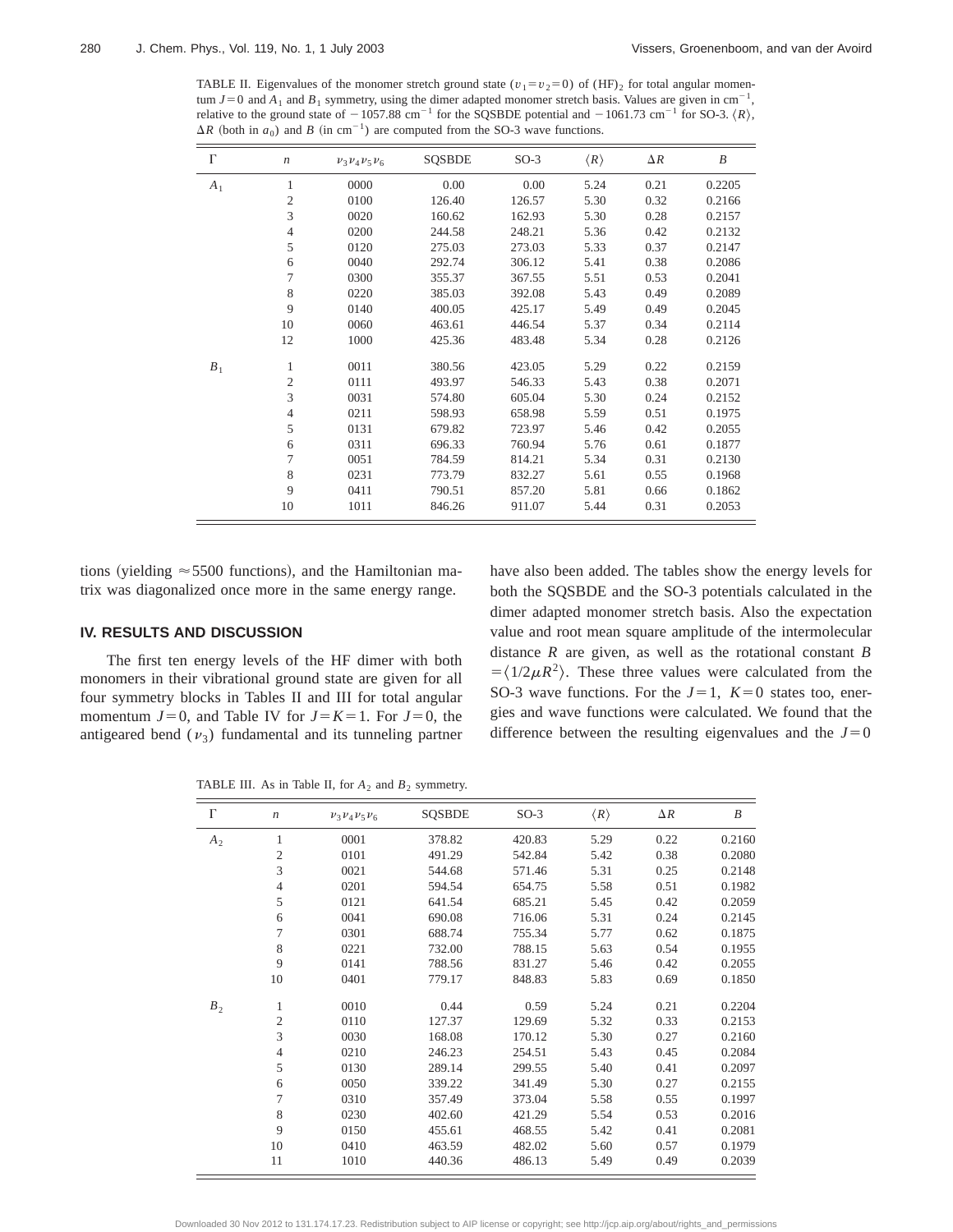TABLE II. Eigenvalues of the monomer stretch ground state ($v_1 = v_2 = 0$) of $(HF)_2$ for total angular momentum $J=0$ and $A_1$ and $B_1$ symmetry, using the dimer adapted monomer stretch basis. Values are given in $cm^{-1}$, relative to the ground state of $-1057.88$ $cm^{-1}$ for the SQSBDE potential and $-1061.73$ $cm^{-1}$ for SO-3. $\langle R \rangle$, $\Delta R$ (both in $a_0$) and $B$ (in $cm^{-1}$) are computed from the SO-3 wave functions.

| Γ | $n$ | $\nu_3 \nu_4 \nu_5 \nu_6$ | SQSBDE | SO-3 | $\langle R \rangle$ | $\Delta R$ | $B$ |
|---|---|---|---|---|---|---|---|
| $A_1$ | 1 | 0000 | 0.00 | 0.00 | 5.24 | 0.21 | 0.2205 |
| | 2 | 0100 | 126.40 | 126.57 | 5.30 | 0.32 | 0.2166 |
| | 3 | 0020 | 160.62 | 162.93 | 5.30 | 0.28 | 0.2157 |
| | 4 | 0200 | 244.58 | 248.21 | 5.36 | 0.42 | 0.2132 |
| | 5 | 0120 | 275.03 | 273.03 | 5.33 | 0.37 | 0.2147 |
| | 6 | 0040 | 292.74 | 306.12 | 5.41 | 0.38 | 0.2086 |
| | 7 | 0300 | 355.37 | 367.55 | 5.51 | 0.53 | 0.2041 |
| | 8 | 0220 | 385.03 | 392.08 | 5.43 | 0.49 | 0.2089 |
| | 9 | 0140 | 400.05 | 425.17 | 5.49 | 0.49 | 0.2045 |
| | 10 | 0060 | 463.61 | 446.54 | 5.37 | 0.34 | 0.2114 |
| | 12 | 1000 | 425.36 | 483.48 | 5.34 | 0.28 | 0.2126 |
| $B_1$ | 1 | 0011 | 380.56 | 423.05 | 5.29 | 0.22 | 0.2159 |
| | 2 | 0111 | 493.97 | 546.33 | 5.43 | 0.38 | 0.2071 |
| | 3 | 0031 | 574.80 | 605.04 | 5.30 | 0.24 | 0.2152 |
| | 4 | 0211 | 598.93 | 658.98 | 5.59 | 0.51 | 0.1975 |
| | 5 | 0131 | 679.82 | 723.97 | 5.46 | 0.42 | 0.2055 |
| | 6 | 0311 | 696.33 | 760.94 | 5.76 | 0.61 | 0.1877 |
| | 7 | 0051 | 784.59 | 814.21 | 5.34 | 0.31 | 0.2130 |
| | 8 | 0231 | 773.79 | 832.27 | 5.61 | 0.55 | 0.1968 |
| | 9 | 0411 | 790.51 | 857.20 | 5.81 | 0.66 | 0.1862 |
| | 10 | 1011 | 846.26 | 911.07 | 5.44 | 0.31 | 0.2053 |

tions (yielding ≈5500 functions), and the Hamiltonian matrix was diagonalized once more in the same energy range.

## IV. RESULTS AND DISCUSSION

The first ten energy levels of the HF dimer with both monomers in their vibrational ground state are given for all four symmetry blocks in Tables II and III for total angular momentum $J=0$, and Table IV for $J=K=1$. For $J=0$, the antigeared bend ($\nu_3$) fundamental and its tunneling partner have also been added. The tables show the energy levels for both the SQSBDE and the SO-3 potentials calculated in the dimer adapted monomer stretch basis. Also the expectation value and root mean square amplitude of the intermolecular distance $R$ are given, as well as the rotational constant $B = \langle 1/2\mu R^2 \rangle$. These three values were calculated from the SO-3 wave functions. For the $J=1$, $K=0$ states too, energies and wave functions were calculated. We found that the difference between the resulting eigenvalues and the $J=0$

TABLE III. As in Table II, for $A_2$ and $B_2$ symmetry.

| Γ | $n$ | $\nu_3 \nu_4 \nu_5 \nu_6$ | SQSBDE | SO-3 | $\langle R \rangle$ | $\Delta R$ | $B$ |
|---|---|---|---|---|---|---|---|
| $A_2$ | 1 | 0001 | 378.82 | 420.83 | 5.29 | 0.22 | 0.2160 |
| | 2 | 0101 | 491.29 | 542.84 | 5.42 | 0.38 | 0.2080 |
| | 3 | 0021 | 544.68 | 571.46 | 5.31 | 0.25 | 0.2148 |
| | 4 | 0201 | 594.54 | 654.75 | 5.58 | 0.51 | 0.1982 |
| | 5 | 0121 | 641.54 | 685.21 | 5.45 | 0.42 | 0.2059 |
| | 6 | 0041 | 690.08 | 716.06 | 5.31 | 0.24 | 0.2145 |
| | 7 | 0301 | 688.74 | 755.34 | 5.77 | 0.62 | 0.1875 |
| | 8 | 0221 | 732.00 | 788.15 | 5.63 | 0.54 | 0.1955 |
| | 9 | 0141 | 788.56 | 831.27 | 5.46 | 0.42 | 0.2055 |
| | 10 | 0401 | 779.17 | 848.83 | 5.83 | 0.69 | 0.1850 |
| $B_2$ | 1 | 0010 | 0.44 | 0.59 | 5.24 | 0.21 | 0.2204 |
| | 2 | 0110 | 127.37 | 129.69 | 5.32 | 0.33 | 0.2153 |
| | 3 | 0030 | 168.08 | 170.12 | 5.30 | 0.27 | 0.2160 |
| | 4 | 0210 | 246.23 | 254.51 | 5.43 | 0.45 | 0.2084 |
| | 5 | 0130 | 289.14 | 299.55 | 5.40 | 0.41 | 0.2097 |
| | 6 | 0050 | 339.22 | 341.49 | 5.30 | 0.27 | 0.2155 |
| | 7 | 0310 | 357.49 | 373.04 | 5.58 | 0.55 | 0.1997 |
| | 8 | 0230 | 402.60 | 421.29 | 5.54 | 0.53 | 0.2016 |
| | 9 | 0150 | 455.61 | 468.55 | 5.42 | 0.41 | 0.2081 |
| | 10 | 0410 | 463.59 | 482.02 | 5.60 | 0.57 | 0.1979 |
| | 11 | 1010 | 440.36 | 486.13 | 5.49 | 0.49 | 0.2039 |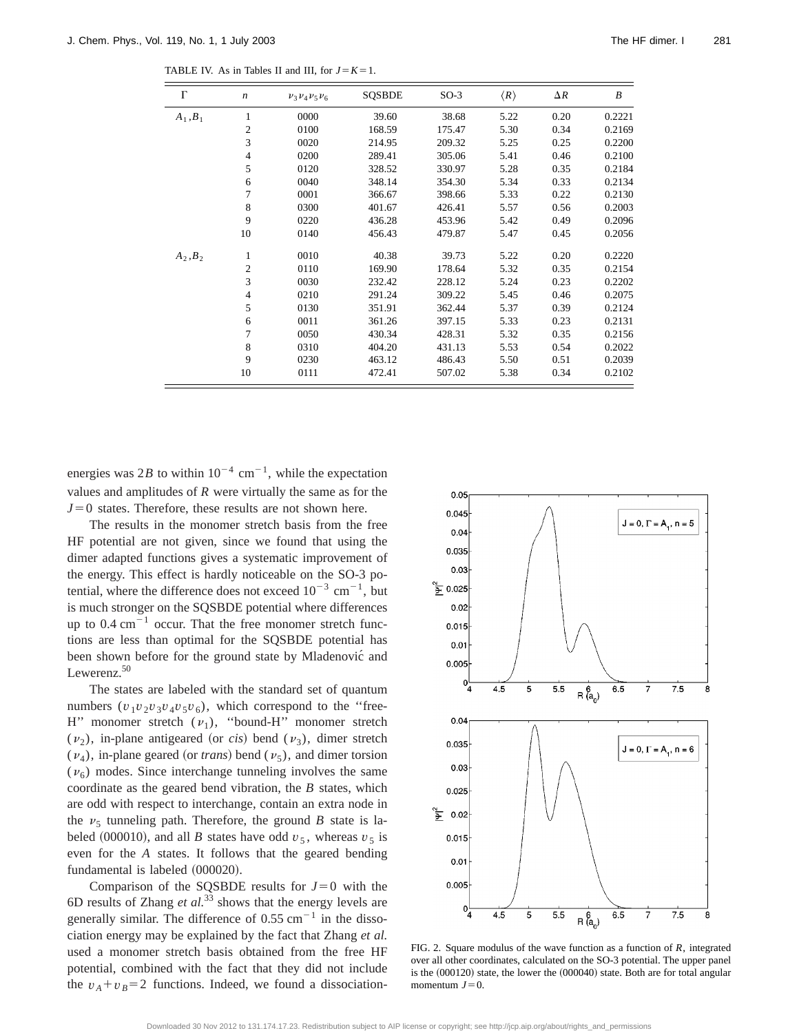TABLE IV. As in Tables II and III, for $J=K=1$.

| Γ | $n$ | $\nu_3\nu_4\nu_5\nu_6$ | SQSBDE | SO-3 | $\langle R\rangle$ | $\Delta R$ | $B$ |
|---|---|---|---|---|---|---|---|
| $A_1,B_1$ | 1 | 0000 | 39.60 | 38.68 | 5.22 | 0.20 | 0.2221 |
| | 2 | 0100 | 168.59 | 175.47 | 5.30 | 0.34 | 0.2169 |
| | 3 | 0020 | 214.95 | 209.32 | 5.25 | 0.25 | 0.2200 |
| | 4 | 0200 | 289.41 | 305.06 | 5.41 | 0.46 | 0.2100 |
| | 5 | 0120 | 328.52 | 330.97 | 5.28 | 0.35 | 0.2184 |
| | 6 | 0040 | 348.14 | 354.30 | 5.34 | 0.33 | 0.2134 |
| | 7 | 0001 | 366.67 | 398.66 | 5.33 | 0.22 | 0.2130 |
| | 8 | 0300 | 401.67 | 426.41 | 5.57 | 0.56 | 0.2003 |
| | 9 | 0220 | 436.28 | 453.96 | 5.42 | 0.49 | 0.2096 |
| | 10 | 0140 | 456.43 | 479.87 | 5.47 | 0.45 | 0.2056 |
| $A_2,B_2$ | 1 | 0010 | 40.38 | 39.73 | 5.22 | 0.20 | 0.2220 |
| | 2 | 0110 | 169.90 | 178.64 | 5.32 | 0.35 | 0.2154 |
| | 3 | 0030 | 232.42 | 228.12 | 5.24 | 0.23 | 0.2202 |
| | 4 | 0210 | 291.24 | 309.22 | 5.45 | 0.46 | 0.2075 |
| | 5 | 0130 | 351.91 | 362.44 | 5.37 | 0.39 | 0.2124 |
| | 6 | 0011 | 361.26 | 397.15 | 5.33 | 0.23 | 0.2131 |
| | 7 | 0050 | 430.34 | 428.31 | 5.32 | 0.35 | 0.2156 |
| | 8 | 0310 | 404.20 | 431.13 | 5.53 | 0.54 | 0.2022 |
| | 9 | 0230 | 463.12 | 486.43 | 5.50 | 0.51 | 0.2039 |
| | 10 | 0111 | 472.41 | 507.02 | 5.38 | 0.34 | 0.2102 |

energies was $2B$ to within $10^{-4}$ cm$^{-1}$, while the expectation values and amplitudes of $R$ were virtually the same as for the $J=0$ states. Therefore, these results are not shown here.

The results in the monomer stretch basis from the free HF potential are not given, since we found that using the dimer adapted functions gives a systematic improvement of the energy. This effect is hardly noticeable on the SO-3 potential, where the difference does not exceed $10^{-3}$ cm$^{-1}$, but is much stronger on the SQSBDE potential where differences up to 0.4 cm$^{-1}$ occur. That the free monomer stretch functions are less than optimal for the SQSBDE potential has been shown before for the ground state by Mladenović and Lewerenz.[50]

The states are labeled with the standard set of quantum numbers $(v_1v_2v_3v_4v_5v_6)$, which correspond to the "free-H" monomer stretch ($\nu_1$), "bound-H" monomer stretch ($\nu_2$), in-plane antigeared (or *cis*) bend ($\nu_3$), dimer stretch ($\nu_4$), in-plane geared (or *trans*) bend ($\nu_5$), and dimer torsion ($\nu_6$) modes. Since interchange tunneling involves the same coordinate as the geared bend vibration, the $B$ states, which are odd with respect to interchange, contain an extra node in the $\nu_5$ tunneling path. Therefore, the ground $B$ state is labeled (000010), and all $B$ states have odd $v_5$, whereas $v_5$ is even for the $A$ states. It follows that the geared bending fundamental is labeled (000020).

Comparison of the SQSBDE results for $J=0$ with the 6D results of Zhang *et al.*[33] shows that the energy levels are generally similar. The difference of 0.55 cm$^{-1}$ in the dissociation energy may be explained by the fact that Zhang *et al.* used a monomer stretch basis obtained from the free HF potential, combined with the fact that they did not include the $v_A+v_B=2$ functions. Indeed, we found a dissociation-

FIG. 2. Square modulus of the wave function as a function of $R$, integrated over all other coordinates, calculated on the SO-3 potential. The upper panel is the (000120) state, the lower the (000040) state. Both are for total angular momentum $J=0$.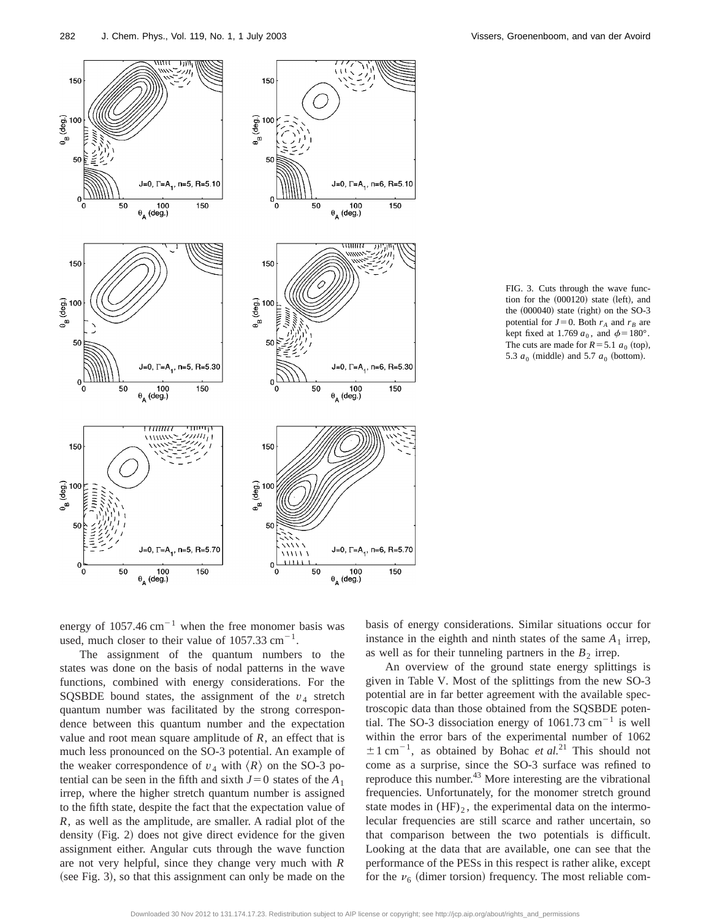FIG. 3. Cuts through the wave function for the (000120) state (left), and the (000040) state (right) on the SO-3 potential for $J=0$. Both $r_A$ and $r_B$ are kept fixed at 1.769 $a_0$, and $\phi=180°$. The cuts are made for $R=5.1$ $a_0$ (top), 5.3 $a_0$ (middle) and 5.7 $a_0$ (bottom).

energy of 1057.46 $\mathrm{cm}^{-1}$ when the free monomer basis was used, much closer to their value of 1057.33 $\mathrm{cm}^{-1}$.

The assignment of the quantum numbers to the states was done on the basis of nodal patterns in the wave functions, combined with energy considerations. For the SQSBDE bound states, the assignment of the $v_4$ stretch quantum number was facilitated by the strong correspondence between this quantum number and the expectation value and root mean square amplitude of $R$, an effect that is much less pronounced on the SO-3 potential. An example of the weaker correspondence of $v_4$ with $\langle R \rangle$ on the SO-3 potential can be seen in the fifth and sixth $J=0$ states of the $A_1$ irrep, where the higher stretch quantum number is assigned to the fifth state, despite the fact that the expectation value of $R$, as well as the amplitude, are smaller. A radial plot of the density (Fig. 2) does not give direct evidence for the given assignment either. Angular cuts through the wave function are not very helpful, since they change very much with $R$ (see Fig. 3), so that this assignment can only be made on the basis of energy considerations. Similar situations occur for instance in the eighth and ninth states of the same $A_1$ irrep, as well as for their tunneling partners in the $B_2$ irrep.

An overview of the ground state energy splittings is given in Table V. Most of the splittings from the new SO-3 potential are in far better agreement with the available spectroscopic data than those obtained from the SQSBDE potential. The SO-3 dissociation energy of 1061.73 $\mathrm{cm}^{-1}$ is well within the error bars of the experimental number of 1062 $\pm 1$ $\mathrm{cm}^{-1}$, as obtained by Bohac *et al.*[21] This should not come as a surprise, since the SO-3 surface was refined to reproduce this number.[43] More interesting are the vibrational frequencies. Unfortunately, for the monomer stretch ground state modes in $(\mathrm{HF})_2$, the experimental data on the intermolecular frequencies are still scarce and rather uncertain, so that comparison between the two potentials is difficult. Looking at the data that are available, one can see that the performance of the PESs in this respect is rather alike, except for the $\nu_6$ (dimer torsion) frequency. The most reliable com-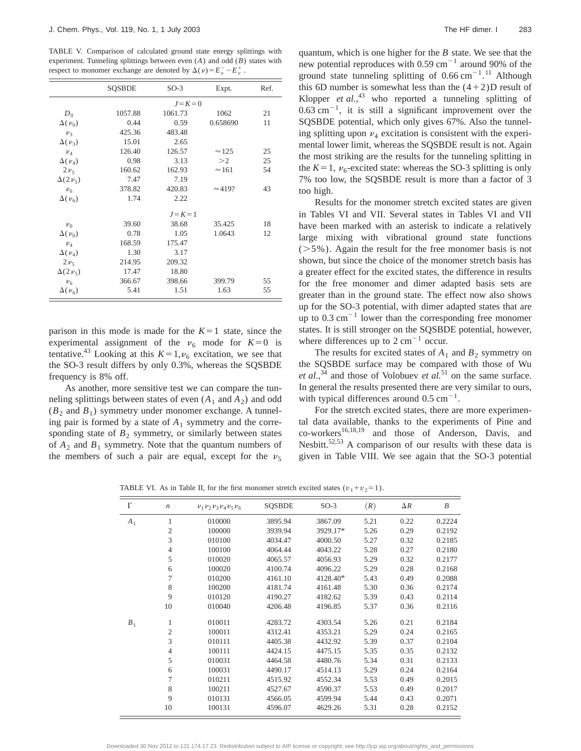TABLE V. Comparison of calculated ground state energy splittings with experiment. Tunneling splittings between even ($A$) and odd ($B$) states with respect to monomer exchange are denoted by $\Delta(\nu)=E_\nu^- - E_\nu^+$.

| | SQSBDE | SO-3 | Expt. | Ref. |
|---|---|---|---|---|
| | | $J=K=0$ | | |
| $D_0$ | 1057.88 | 1061.73 | 1062 | 21 |
| $\Delta(\nu_0)$ | 0.44 | 0.59 | 0.658690 | 11 |
| $\nu_3$ | 425.36 | 483.48 | | |
| $\Delta(\nu_3)$ | 15.01 | 2.65 | | |
| $\nu_4$ | 126.40 | 126.57 | $\approx 125$ | 25 |
| $\Delta(\nu_4)$ | 0.98 | 3.13 | $>2$ | 25 |
| $2\nu_5$ | 160.62 | 162.93 | $\approx 161$ | 54 |
| $\Delta(2\nu_5)$ | 7.47 | 7.19 | | |
| $\nu_6$ | 378.82 | 420.83 | $\approx$419? | 43 |
| $\Delta(\nu_6)$ | 1.74 | 2.22 | | |
| | | $J=K=1$ | | |
| $\nu_0$ | 39.60 | 38.68 | 35.425 | 18 |
| $\Delta(\nu_0)$ | 0.78 | 1.05 | 1.0643 | 12 |
| $\nu_4$ | 168.59 | 175.47 | | |
| $\Delta(\nu_4)$ | 1.30 | 3.17 | | |
| $2\nu_5$ | 214.95 | 209.32 | | |
| $\Delta(2\nu_5)$ | 17.47 | 18.80 | | |
| $\nu_6$ | 366.67 | 398.66 | 399.79 | 55 |
| $\Delta(\nu_6)$ | 5.41 | 1.51 | 1.63 | 55 |

parison in this mode is made for the $K=1$ state, since the experimental assignment of the $\nu_6$ mode for $K=0$ is tentative.[43] Looking at this $K=1,\nu_6$ excitation, we see that the SO-3 result differs by only 0.3%, whereas the SQSBDE frequency is 8% off.

As another, more sensitive test we can compare the tunneling splittings between states of even ($A_1$ and $A_2$) and odd ($B_2$ and $B_1$) symmetry under monomer exchange. A tunneling pair is formed by a state of $A_1$ symmetry and the corresponding state of $B_2$ symmetry, or similarly between states of $A_2$ and $B_1$ symmetry. Note that the quantum numbers of the members of such a pair are equal, except for the $\nu_5$ quantum, which is one higher for the $B$ state. We see that the new potential reproduces with 0.59 cm$^{-1}$ around 90% of the ground state tunneling splitting of 0.66 cm$^{-1}$.[11] Although this 6D number is somewhat less than the (4+2)D result of Klopper *et al.*,[43] who reported a tunneling splitting of 0.63 cm$^{-1}$, it is still a significant improvement over the SQSBDE potential, which only gives 67%. Also the tunneling splitting upon $\nu_4$ excitation is consistent with the experimental lower limit, whereas the SQSBDE result is not. Again the most striking are the results for the tunneling splitting in the $K=1$, $\nu_6$-excited state: whereas the SO-3 splitting is only 7% too low, the SQSBDE result is more than a factor of 3 too high.

Results for the monomer stretch excited states are given in Tables VI and VII. Several states in Tables VI and VII have been marked with an asterisk to indicate a relatively large mixing with vibrational ground state functions (>5%). Again the result for the free monomer basis is not shown, but since the choice of the monomer stretch basis has a greater effect for the excited states, the difference in results for the free monomer and dimer adapted basis sets are greater than in the ground state. The effect now also shows up for the SO-3 potential, with dimer adapted states that are up to 0.3 cm$^{-1}$ lower than the corresponding free monomer states. It is still stronger on the SQSBDE potential, however, where differences up to 2 cm$^{-1}$ occur.

The results for excited states of $A_1$ and $B_2$ symmetry on the SQSBDE surface may be compared with those of Wu *et al.*,[34] and those of Volobuev *et al.*[51] on the same surface. In general the results presented there are very similar to ours, with typical differences around 0.5 cm$^{-1}$.

For the stretch excited states, there are more experimental data available, thanks to the experiments of Pine and co-workers[16,18,19] and those of Anderson, Davis, and Nesbitt.[52,53] A comparison of our results with these data is given in Table VIII. We see again that the SO-3 potential

TABLE VI. As in Table II, for the first monomer stretch excited states ($v_1+v_2=1$).

| $\Gamma$ | $n$ | $\nu_1\nu_2\nu_3\nu_4\nu_5\nu_6$ | SQSBDE | SO-3 | $\langle R\rangle$ | $\Delta R$ | $B$ |
|---|---|---|---|---|---|---|---|
| $A_1$ | 1 | 010000 | 3895.94 | 3867.09 | 5.21 | 0.22 | 0.2224 |
| | 2 | 100000 | 3939.94 | 3929.17* | 5.26 | 0.29 | 0.2192 |
| | 3 | 010100 | 4034.47 | 4000.50 | 5.27 | 0.32 | 0.2185 |
| | 4 | 100100 | 4064.44 | 4043.22 | 5.28 | 0.27 | 0.2180 |
| | 5 | 010020 | 4065.57 | 4056.93 | 5.29 | 0.32 | 0.2177 |
| | 6 | 100020 | 4100.74 | 4096.22 | 5.29 | 0.28 | 0.2168 |
| | 7 | 010200 | 4161.10 | 4128.40* | 5.43 | 0.49 | 0.2088 |
| | 8 | 100200 | 4181.74 | 4161.48 | 5.30 | 0.36 | 0.2174 |
| | 9 | 010120 | 4190.27 | 4182.62 | 5.39 | 0.43 | 0.2114 |
| | 10 | 010040 | 4206.48 | 4196.85 | 5.37 | 0.36 | 0.2116 |
| $B_1$ | 1 | 010011 | 4283.72 | 4303.54 | 5.26 | 0.21 | 0.2184 |
| | 2 | 100011 | 4312.41 | 4353.21 | 5.29 | 0.24 | 0.2165 |
| | 3 | 010111 | 4405.38 | 4432.92 | 5.39 | 0.37 | 0.2104 |
| | 4 | 100111 | 4424.15 | 4475.15 | 5.35 | 0.35 | 0.2132 |
| | 5 | 010031 | 4464.58 | 4480.76 | 5.34 | 0.31 | 0.2133 |
| | 6 | 100031 | 4490.17 | 4514.13 | 5.29 | 0.24 | 0.2164 |
| | 7 | 010211 | 4515.92 | 4552.34 | 5.53 | 0.49 | 0.2015 |
| | 8 | 100211 | 4527.67 | 4590.37 | 5.53 | 0.49 | 0.2017 |
| | 9 | 010131 | 4566.05 | 4599.94 | 5.44 | 0.43 | 0.2071 |
| | 10 | 100131 | 4596.07 | 4629.26 | 5.31 | 0.28 | 0.2152 |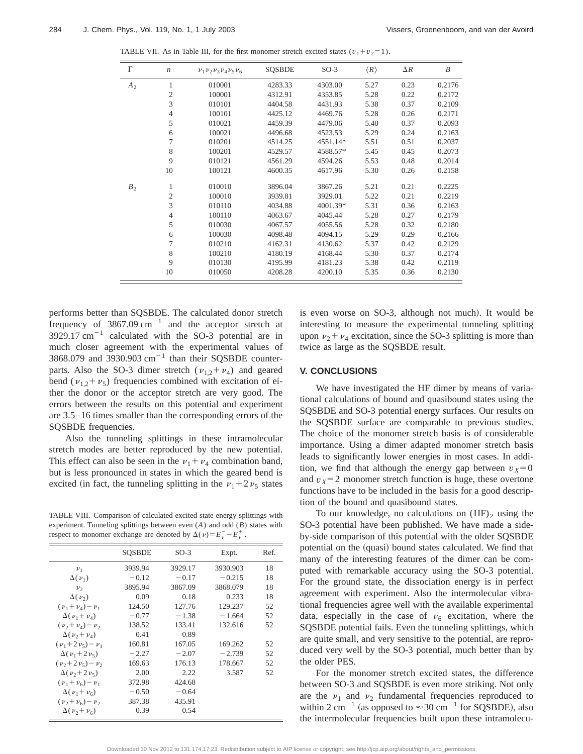TABLE VII. As in Table III, for the first monomer stretch excited states ($v_1+v_2=1$).

| Γ | $n$ | $\nu_1\nu_2\nu_3\nu_4\nu_5\nu_6$ | SQSBDE | SO-3 | $\langle R\rangle$ | $\Delta R$ | $B$ |
|---|---|---|---|---|---|---|---|
| $A_2$ | 1 | 010001 | 4283.33 | 4303.00 | 5.27 | 0.23 | 0.2176 |
| | 2 | 100001 | 4312.91 | 4353.85 | 5.28 | 0.22 | 0.2172 |
| | 3 | 010101 | 4404.58 | 4431.93 | 5.38 | 0.37 | 0.2109 |
| | 4 | 100101 | 4425.12 | 4469.76 | 5.28 | 0.26 | 0.2171 |
| | 5 | 010021 | 4459.39 | 4479.06 | 5.40 | 0.37 | 0.2093 |
| | 6 | 100021 | 4496.68 | 4523.53 | 5.29 | 0.24 | 0.2163 |
| | 7 | 010201 | 4514.25 | 4551.14* | 5.51 | 0.51 | 0.2037 |
| | 8 | 100201 | 4529.57 | 4588.57* | 5.45 | 0.45 | 0.2073 |
| | 9 | 010121 | 4561.29 | 4594.26 | 5.53 | 0.48 | 0.2014 |
| | 10 | 100121 | 4600.35 | 4617.96 | 5.30 | 0.26 | 0.2158 |
| $B_2$ | 1 | 010010 | 3896.04 | 3867.26 | 5.21 | 0.21 | 0.2225 |
| | 2 | 100010 | 3939.81 | 3929.01 | 5.22 | 0.21 | 0.2219 |
| | 3 | 010110 | 4034.88 | 4001.39* | 5.31 | 0.36 | 0.2163 |
| | 4 | 100110 | 4063.67 | 4045.44 | 5.28 | 0.27 | 0.2179 |
| | 5 | 010030 | 4067.57 | 4055.56 | 5.28 | 0.32 | 0.2180 |
| | 6 | 100030 | 4098.48 | 4094.15 | 5.29 | 0.29 | 0.2166 |
| | 7 | 010210 | 4162.31 | 4130.62 | 5.37 | 0.42 | 0.2129 |
| | 8 | 100210 | 4180.19 | 4168.44 | 5.30 | 0.37 | 0.2174 |
| | 9 | 010130 | 4195.99 | 4181.23 | 5.38 | 0.42 | 0.2119 |
| | 10 | 010050 | 4208.28 | 4200.10 | 5.35 | 0.36 | 0.2130 |

performs better than SQSBDE. The calculated donor stretch frequency of 3867.09 $\mathrm{cm}^{-1}$ and the acceptor stretch at 3929.17 $\mathrm{cm}^{-1}$ calculated with the SO-3 potential are in much closer agreement with the experimental values of 3868.079 and 3930.903 $\mathrm{cm}^{-1}$ than their SQSBDE counterparts. Also the SO-3 dimer stretch ($\nu_{1,2}+\nu_4$) and geared bend ($\nu_{1,2}+\nu_5$) frequencies combined with excitation of either the donor or the acceptor stretch are very good. The errors between the results on this potential and experiment are 3.5–16 times smaller than the corresponding errors of the SQSBDE frequencies.

Also the tunneling splittings in these intramolecular stretch modes are better reproduced by the new potential. This effect can also be seen in the $\nu_1+\nu_4$ combination band, but is less pronounced in states in which the geared bend is excited (in fact, the tunneling splitting in the $\nu_1+2\nu_5$ states is even worse on SO-3, although not much). It would be interesting to measure the experimental tunneling splitting upon $\nu_2+\nu_4$ excitation, since the SO-3 splitting is more than twice as large as the SQSBDE result.

TABLE VIII. Comparison of calculated excited state energy splittings with experiment. Tunneling splittings between even ($A$) and odd ($B$) states with respect to monomer exchange are denoted by $\Delta(\nu)=E_\nu^- - E_\nu^+$.

| | SQSBDE | SO-3 | Expt. | Ref. |
|---|---|---|---|---|
| $\nu_1$ | 3939.94 | 3929.17 | 3930.903 | 18 |
| $\Delta(\nu_1)$ | −0.12 | −0.17 | −0.215 | 18 |
| $\nu_2$ | 3895.94 | 3867.09 | 3868.079 | 18 |
| $\Delta(\nu_2)$ | 0.09 | 0.18 | 0.233 | 18 |
| $(\nu_1+\nu_4)-\nu_1$ | 124.50 | 127.76 | 129.237 | 52 |
| $\Delta(\nu_1+\nu_4)$ | −0.77 | −1.38 | −1.664 | 52 |
| $(\nu_2+\nu_4)-\nu_2$ | 138.52 | 133.41 | 132.616 | 52 |
| $\Delta(\nu_2+\nu_4)$ | 0.41 | 0.89 | | |
| $(\nu_1+2\nu_5)-\nu_1$ | 160.81 | 167.05 | 169.262 | 52 |
| $\Delta(\nu_1+2\nu_5)$ | −2.27 | −2.07 | −2.739 | 52 |
| $(\nu_2+2\nu_5)-\nu_2$ | 169.63 | 176.13 | 178.667 | 52 |
| $\Delta(\nu_2+2\nu_5)$ | 2.00 | 2.22 | 3.587 | 52 |
| $(\nu_1+\nu_6)-\nu_1$ | 372.98 | 424.68 | | |
| $\Delta(\nu_1+\nu_6)$ | −0.50 | −0.64 | | |
| $(\nu_2+\nu_6)-\nu_2$ | 387.38 | 435.91 | | |
| $\Delta(\nu_2+\nu_6)$ | 0.39 | 0.54 | | |

## V. CONCLUSIONS

We have investigated the HF dimer by means of variational calculations of bound and quasibound states using the SQSBDE and SO-3 potential energy surfaces. Our results on the SQSBDE surface are comparable to previous studies. The choice of the monomer stretch basis is of considerable importance. Using a dimer adapted monomer stretch basis leads to significantly lower energies in most cases. In addition, we find that although the energy gap between $v_X=0$ and $v_X=2$ monomer stretch function is huge, these overtone functions have to be included in the basis for a good description of the bound and quasibound states.

To our knowledge, no calculations on $(\mathrm{HF})_2$ using the SO-3 potential have been published. We have made a side-by-side comparison of this potential with the older SQSBDE potential on the (quasi) bound states calculated. We find that many of the interesting features of the dimer can be computed with remarkable accuracy using the SO-3 potential. For the ground state, the dissociation energy is in perfect agreement with experiment. Also the intermolecular vibrational frequencies agree well with the available experimental data, especially in the case of $\nu_6$ excitation, where the SQSBDE potential fails. Even the tunneling splittings, which are quite small, and very sensitive to the potential, are reproduced very well by the SO-3 potential, much better than by the older PES.

For the monomer stretch excited states, the difference between SO-3 and SQSBDE is even more striking. Not only are the $\nu_1$ and $\nu_2$ fundamental frequencies reproduced to within 2 $\mathrm{cm}^{-1}$ (as opposed to $\approx 30$ $\mathrm{cm}^{-1}$ for SQSBDE), also the intermolecular frequencies built upon these intramolecu-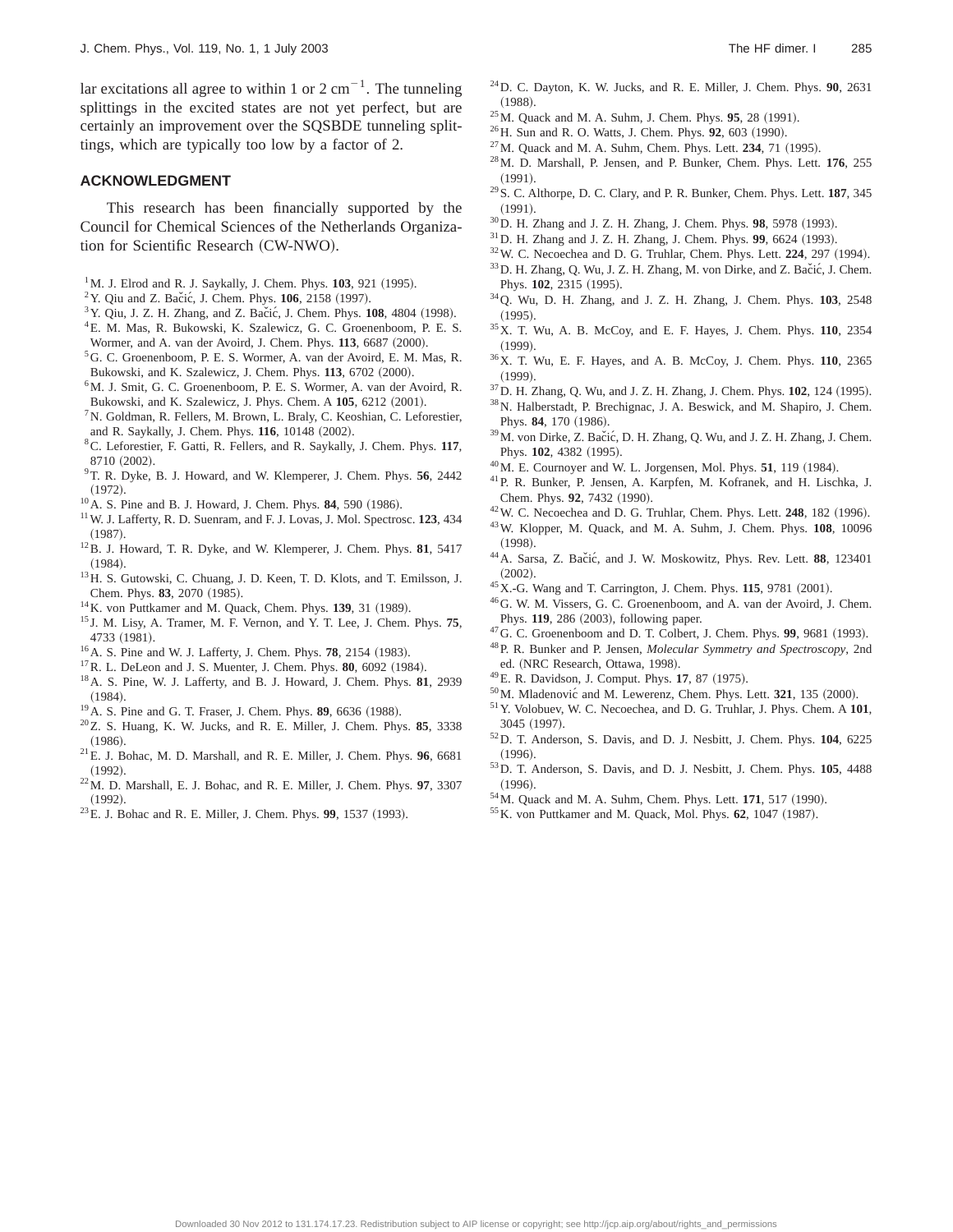lar excitations all agree to within 1 or 2 $cm^{-1}$. The tunneling splittings in the excited states are not yet perfect, but are certainly an improvement over the SQSBDE tunneling splittings, which are typically too low by a factor of 2.

## ACKNOWLEDGMENT

This research has been financially supported by the Council for Chemical Sciences of the Netherlands Organization for Scientific Research (CW-NWO).

[1] M. J. Elrod and R. J. Saykally, J. Chem. Phys. **103**, 921 (1995).
[2] Y. Qiu and Z. Bačić, J. Chem. Phys. **106**, 2158 (1997).
[3] Y. Qiu, J. Z. H. Zhang, and Z. Bačić, J. Chem. Phys. **108**, 4804 (1998).
[4] E. M. Mas, R. Bukowski, K. Szalewicz, G. C. Groenenboom, P. E. S. Wormer, and A. van der Avoird, J. Chem. Phys. **113**, 6687 (2000).
[5] G. C. Groenenboom, P. E. S. Wormer, A. van der Avoird, E. M. Mas, R. Bukowski, and K. Szalewicz, J. Chem. Phys. **113**, 6702 (2000).
[6] M. J. Smit, G. C. Groenenboom, P. E. S. Wormer, A. van der Avoird, R. Bukowski, and K. Szalewicz, J. Phys. Chem. A **105**, 6212 (2001).
[7] N. Goldman, R. Fellers, M. Brown, L. Braly, C. Keoshian, C. Leforestier, and R. Saykally, J. Chem. Phys. **116**, 10148 (2002).
[8] C. Leforestier, F. Gatti, R. Fellers, and R. Saykally, J. Chem. Phys. **117**, 8710 (2002).
[9] T. R. Dyke, B. J. Howard, and W. Klemperer, J. Chem. Phys. **56**, 2442 (1972).
[10] A. S. Pine and B. J. Howard, J. Chem. Phys. **84**, 590 (1986).
[11] W. J. Lafferty, R. D. Suenram, and F. J. Lovas, J. Mol. Spectrosc. **123**, 434 (1987).
[12] B. J. Howard, T. R. Dyke, and W. Klemperer, J. Chem. Phys. **81**, 5417 (1984).
[13] H. S. Gutowski, C. Chuang, J. D. Keen, T. D. Klots, and T. Emilsson, J. Chem. Phys. **83**, 2070 (1985).
[14] K. von Puttkamer and M. Quack, Chem. Phys. **139**, 31 (1989).
[15] J. M. Lisy, A. Tramer, M. F. Vernon, and Y. T. Lee, J. Chem. Phys. **75**, 4733 (1981).
[16] A. S. Pine and W. J. Lafferty, J. Chem. Phys. **78**, 2154 (1983).
[17] R. L. DeLeon and J. S. Muenter, J. Chem. Phys. **80**, 6092 (1984).
[18] A. S. Pine, W. J. Lafferty, and B. J. Howard, J. Chem. Phys. **81**, 2939 (1984).
[19] A. S. Pine and G. T. Fraser, J. Chem. Phys. **89**, 6636 (1988).
[20] Z. S. Huang, K. W. Jucks, and R. E. Miller, J. Chem. Phys. **85**, 3338 (1986).
[21] E. J. Bohac, M. D. Marshall, and R. E. Miller, J. Chem. Phys. **96**, 6681 (1992).
[22] M. D. Marshall, E. J. Bohac, and R. E. Miller, J. Chem. Phys. **97**, 3307 (1992).
[23] E. J. Bohac and R. E. Miller, J. Chem. Phys. **99**, 1537 (1993).
[24] D. C. Dayton, K. W. Jucks, and R. E. Miller, J. Chem. Phys. **90**, 2631 (1988).
[25] M. Quack and M. A. Suhm, J. Chem. Phys. **95**, 28 (1991).
[26] H. Sun and R. O. Watts, J. Chem. Phys. **92**, 603 (1990).
[27] M. Quack and M. A. Suhm, Chem. Phys. Lett. **234**, 71 (1995).
[28] M. D. Marshall, P. Jensen, and P. Bunker, Chem. Phys. Lett. **176**, 255 (1991).
[29] S. C. Althorpe, D. C. Clary, and P. R. Bunker, Chem. Phys. Lett. **187**, 345 (1991).
[30] D. H. Zhang and J. Z. H. Zhang, J. Chem. Phys. **98**, 5978 (1993).
[31] D. H. Zhang and J. Z. H. Zhang, J. Chem. Phys. **99**, 6624 (1993).
[32] W. C. Necoechea and D. G. Truhlar, Chem. Phys. Lett. **224**, 297 (1994).
[33] D. H. Zhang, Q. Wu, J. Z. H. Zhang, M. von Dirke, and Z. Bačić, J. Chem. Phys. **102**, 2315 (1995).
[34] Q. Wu, D. H. Zhang, and J. Z. H. Zhang, J. Chem. Phys. **103**, 2548 (1995).
[35] X. T. Wu, A. B. McCoy, and E. F. Hayes, J. Chem. Phys. **110**, 2354 (1999).
[36] X. T. Wu, E. F. Hayes, and A. B. McCoy, J. Chem. Phys. **110**, 2365 (1999).
[37] D. H. Zhang, Q. Wu, and J. Z. H. Zhang, J. Chem. Phys. **102**, 124 (1995).
[38] N. Halberstadt, P. Brechignac, J. A. Beswick, and M. Shapiro, J. Chem. Phys. **84**, 170 (1986).
[39] M. von Dirke, Z. Bačić, D. H. Zhang, Q. Wu, and J. Z. H. Zhang, J. Chem. Phys. **102**, 4382 (1995).
[40] M. E. Cournoyer and W. L. Jorgensen, Mol. Phys. **51**, 119 (1984).
[41] P. R. Bunker, P. Jensen, A. Karpfen, M. Kofranek, and H. Lischka, J. Chem. Phys. **92**, 7432 (1990).
[42] W. C. Necoechea and D. G. Truhlar, Chem. Phys. Lett. **248**, 182 (1996).
[43] W. Klopper, M. Quack, and M. A. Suhm, J. Chem. Phys. **108**, 10096 (1998).
[44] A. Sarsa, Z. Bačić, and J. W. Moskowitz, Phys. Rev. Lett. **88**, 123401 (2002).
[45] X.-G. Wang and T. Carrington, J. Chem. Phys. **115**, 9781 (2001).
[46] G. W. M. Vissers, G. C. Groenenboom, and A. van der Avoird, J. Chem. Phys. **119**, 286 (2003), following paper.
[47] G. C. Groenenboom and D. T. Colbert, J. Chem. Phys. **99**, 9681 (1993).
[48] P. R. Bunker and P. Jensen, *Molecular Symmetry and Spectroscopy*, 2nd ed. (NRC Research, Ottawa, 1998).
[49] E. R. Davidson, J. Comput. Phys. **17**, 87 (1975).
[50] M. Mladenović and M. Lewerenz, Chem. Phys. Lett. **321**, 135 (2000).
[51] Y. Volobuev, W. C. Necoechea, and D. G. Truhlar, J. Phys. Chem. A **101**, 3045 (1997).
[52] D. T. Anderson, S. Davis, and D. J. Nesbitt, J. Chem. Phys. **104**, 6225 (1996).
[53] D. T. Anderson, S. Davis, and D. J. Nesbitt, J. Chem. Phys. **105**, 4488 (1996).
[54] M. Quack and M. A. Suhm, Chem. Phys. Lett. **171**, 517 (1990).
[55] K. von Puttkamer and M. Quack, Mol. Phys. **62**, 1047 (1987).